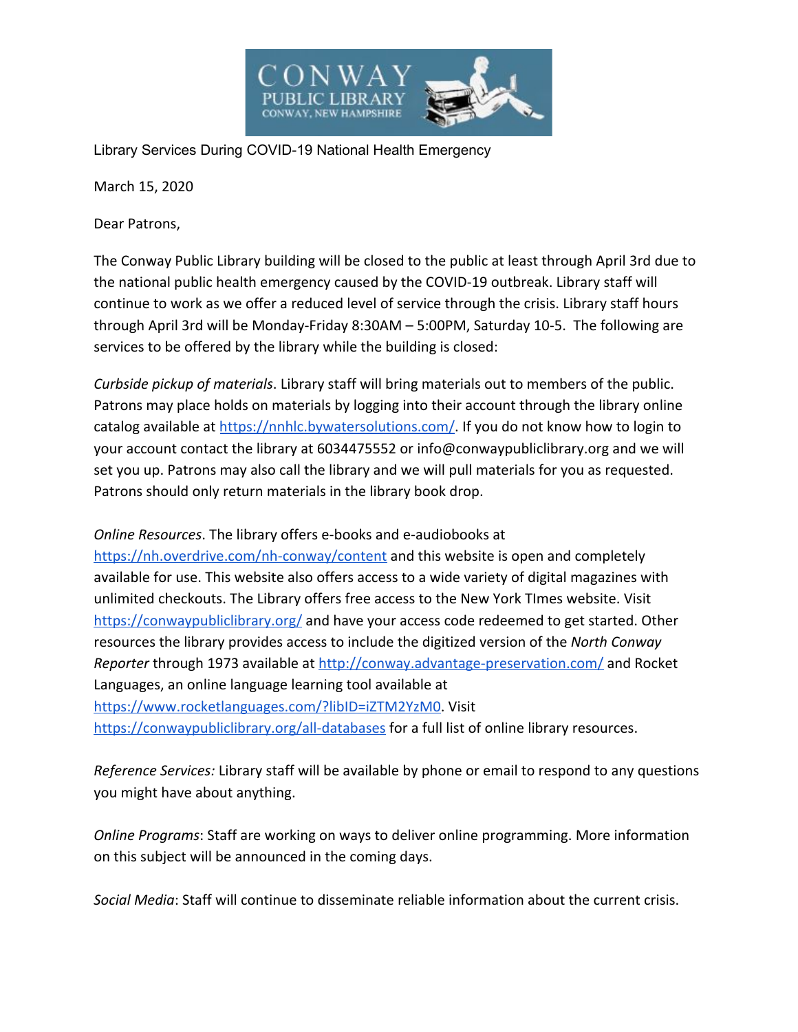Library Services During COVID-19 National Health Emergency

March 15, 2020

Dear Patrons,

The Conway Public Library building will be closed to the public at least through April 3rd due to the national public health emergency caused by the COVID-19 outbreak. Library staff will continue to work as we offer a reduced level of service through the crisis. Library staff hours through April 3rd will be Monday-Friday 8:30AM – 5:00PM, Saturday 10-5. The following are services to be offered by the library while the building is closed:

*Curbside pickup of materials*. Library staff will bring materials out to members of the public. Patrons may place holds on materials by logging into their account through the library online catalog available at [https://nnhlc.bywatersolutions.com/](https://nnhlc.bywatersolutions.com/). If you do not know how to login to your account contact the library at 6034475552 or info@conwaypubliclibrary.org and we will set you up. Patrons may also call the library and we will pull materials for you as requested. Patrons should only return materials in the library book drop.

*Online Resources*. The library offers e-books and e-audiobooks at [https://nh.overdrive.com/nh-conway/content](https://nh.overdrive.com/nh-conway/content) and this website is open and completely available for use. This website also offers access to a wide variety of digital magazines with unlimited checkouts. The Library offers free access to the New York TImes website. Visit [https://conwaypubliclibrary.org/](https://conwaypubliclibrary.org/) and have your access code redeemed to get started. Other resources the library provides access to include the digitized version of the *North Conway Reporter* through 1973 available at [http://conway.advantage-preservation.com/](http://conway.advantage-preservation.com/) and Rocket Languages, an online language learning tool available at [https://www.rocketlanguages.com/?libID=iZTM2YzM0](https://www.rocketlanguages.com/?libID=iZTM2YzM0). Visit [https://conwaypubliclibrary.org/all-databases](https://conwaypubliclibrary.org/all-databases) for a full list of online library resources.

*Reference Services:* Library staff will be available by phone or email to respond to any questions you might have about anything.

*Online Programs*: Staff are working on ways to deliver online programming. More information on this subject will be announced in the coming days.

*Social Media*: Staff will continue to disseminate reliable information about the current crisis.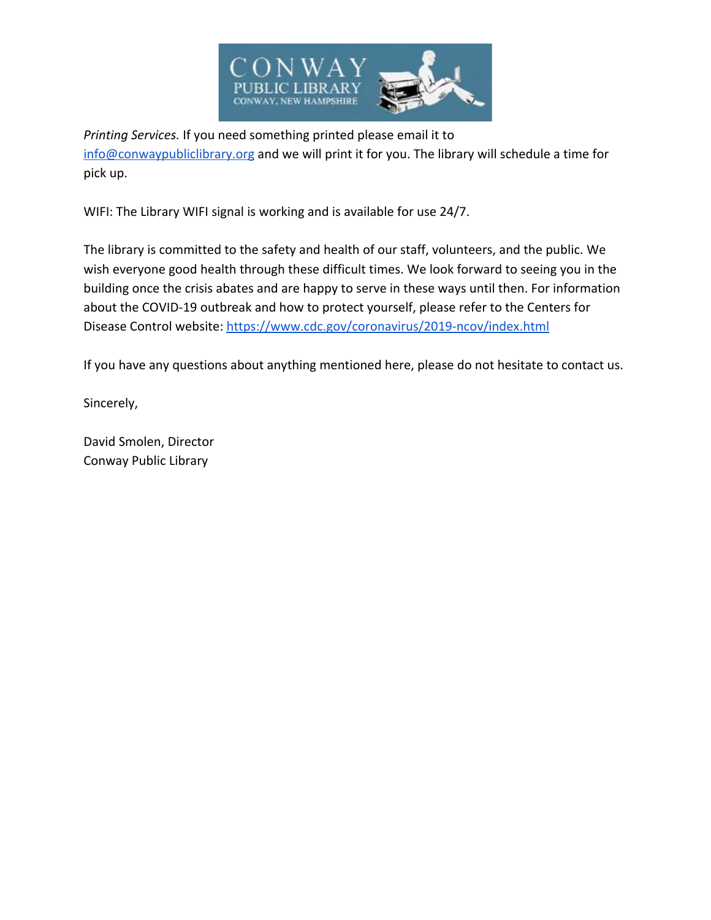*Printing Services.* If you need something printed please email it to info@conwaypubliclibrary.org and we will print it for you. The library will schedule a time for pick up.

WIFI: The Library WIFI signal is working and is available for use 24/7.

The library is committed to the safety and health of our staff, volunteers, and the public. We wish everyone good health through these difficult times. We look forward to seeing you in the building once the crisis abates and are happy to serve in these ways until then. For information about the COVID-19 outbreak and how to protect yourself, please refer to the Centers for Disease Control website: https://www.cdc.gov/coronavirus/2019-ncov/index.html

If you have any questions about anything mentioned here, please do not hesitate to contact us.

Sincerely,

David Smolen, Director
Conway Public Library